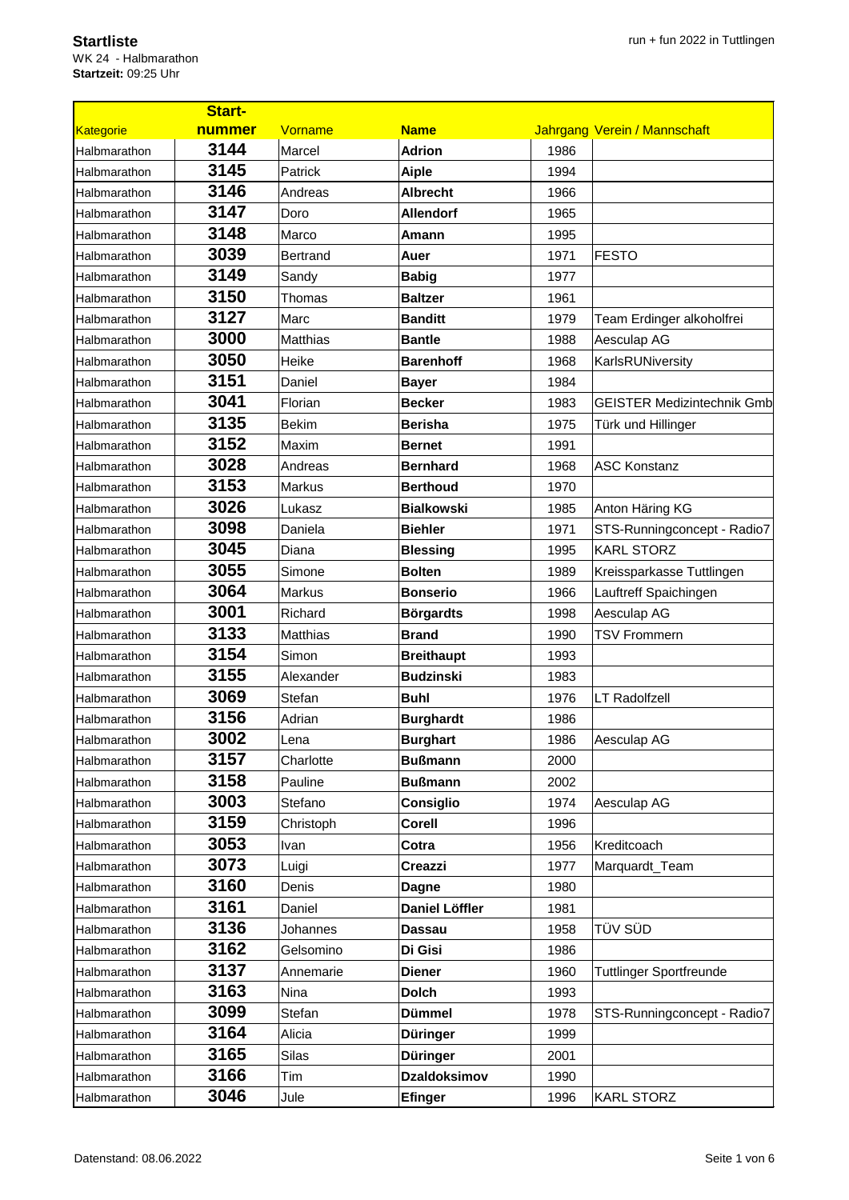**Startliste**
WK 24 - Halbmarathon
**Startzeit:** 09:25 Uhr

| Kategorie | Start-nummer | Vorname | Name | Jahrgang | Verein / Mannschaft |
|---|---|---|---|---|---|
| Halbmarathon | 3144 | Marcel | **Adrion** | 1986 | |
| Halbmarathon | 3145 | Patrick | **Aiple** | 1994 | |
| Halbmarathon | 3146 | Andreas | **Albrecht** | 1966 | |
| Halbmarathon | 3147 | Doro | **Allendorf** | 1965 | |
| Halbmarathon | 3148 | Marco | **Amann** | 1995 | |
| Halbmarathon | 3039 | Bertrand | **Auer** | 1971 | FESTO |
| Halbmarathon | 3149 | Sandy | **Babig** | 1977 | |
| Halbmarathon | 3150 | Thomas | **Baltzer** | 1961 | |
| Halbmarathon | 3127 | Marc | **Banditt** | 1979 | Team Erdinger alkoholfrei |
| Halbmarathon | 3000 | Matthias | **Bantle** | 1988 | Aesculap AG |
| Halbmarathon | 3050 | Heike | **Barenhoff** | 1968 | KarlsRUNiversity |
| Halbmarathon | 3151 | Daniel | **Bayer** | 1984 | |
| Halbmarathon | 3041 | Florian | **Becker** | 1983 | GEISTER Medizintechnik Gmb |
| Halbmarathon | 3135 | Bekim | **Berisha** | 1975 | Türk und Hillinger |
| Halbmarathon | 3152 | Maxim | **Bernet** | 1991 | |
| Halbmarathon | 3028 | Andreas | **Bernhard** | 1968 | ASC Konstanz |
| Halbmarathon | 3153 | Markus | **Berthoud** | 1970 | |
| Halbmarathon | 3026 | Lukasz | **Bialkowski** | 1985 | Anton Häring KG |
| Halbmarathon | 3098 | Daniela | **Biehler** | 1971 | STS-Runningconcept - Radio7 |
| Halbmarathon | 3045 | Diana | **Blessing** | 1995 | KARL STORZ |
| Halbmarathon | 3055 | Simone | **Bolten** | 1989 | Kreissparkasse Tuttlingen |
| Halbmarathon | 3064 | Markus | **Bonserio** | 1966 | Lauftreff Spaichingen |
| Halbmarathon | 3001 | Richard | **Börgardts** | 1998 | Aesculap AG |
| Halbmarathon | 3133 | Matthias | **Brand** | 1990 | TSV Frommern |
| Halbmarathon | 3154 | Simon | **Breithaupt** | 1993 | |
| Halbmarathon | 3155 | Alexander | **Budzinski** | 1983 | |
| Halbmarathon | 3069 | Stefan | **Buhl** | 1976 | LT Radolfzell |
| Halbmarathon | 3156 | Adrian | **Burghardt** | 1986 | |
| Halbmarathon | 3002 | Lena | **Burghart** | 1986 | Aesculap AG |
| Halbmarathon | 3157 | Charlotte | **Bußmann** | 2000 | |
| Halbmarathon | 3158 | Pauline | **Bußmann** | 2002 | |
| Halbmarathon | 3003 | Stefano | **Consiglio** | 1974 | Aesculap AG |
| Halbmarathon | 3159 | Christoph | **Corell** | 1996 | |
| Halbmarathon | 3053 | Ivan | **Cotra** | 1956 | Kreditcoach |
| Halbmarathon | 3073 | Luigi | **Creazzi** | 1977 | Marquardt_Team |
| Halbmarathon | 3160 | Denis | **Dagne** | 1980 | |
| Halbmarathon | 3161 | Daniel | **Daniel Löffler** | 1981 | |
| Halbmarathon | 3136 | Johannes | **Dassau** | 1958 | TÜV SÜD |
| Halbmarathon | 3162 | Gelsomino | **Di Gisi** | 1986 | |
| Halbmarathon | 3137 | Annemarie | **Diener** | 1960 | Tuttlinger Sportfreunde |
| Halbmarathon | 3163 | Nina | **Dolch** | 1993 | |
| Halbmarathon | 3099 | Stefan | **Dümmel** | 1978 | STS-Runningconcept - Radio7 |
| Halbmarathon | 3164 | Alicia | **Düringer** | 1999 | |
| Halbmarathon | 3165 | Silas | **Düringer** | 2001 | |
| Halbmarathon | 3166 | Tim | **Dzaldoksimov** | 1990 | |
| Halbmarathon | 3046 | Jule | **Efinger** | 1996 | KARL STORZ |

Datenstand: 08.06.2022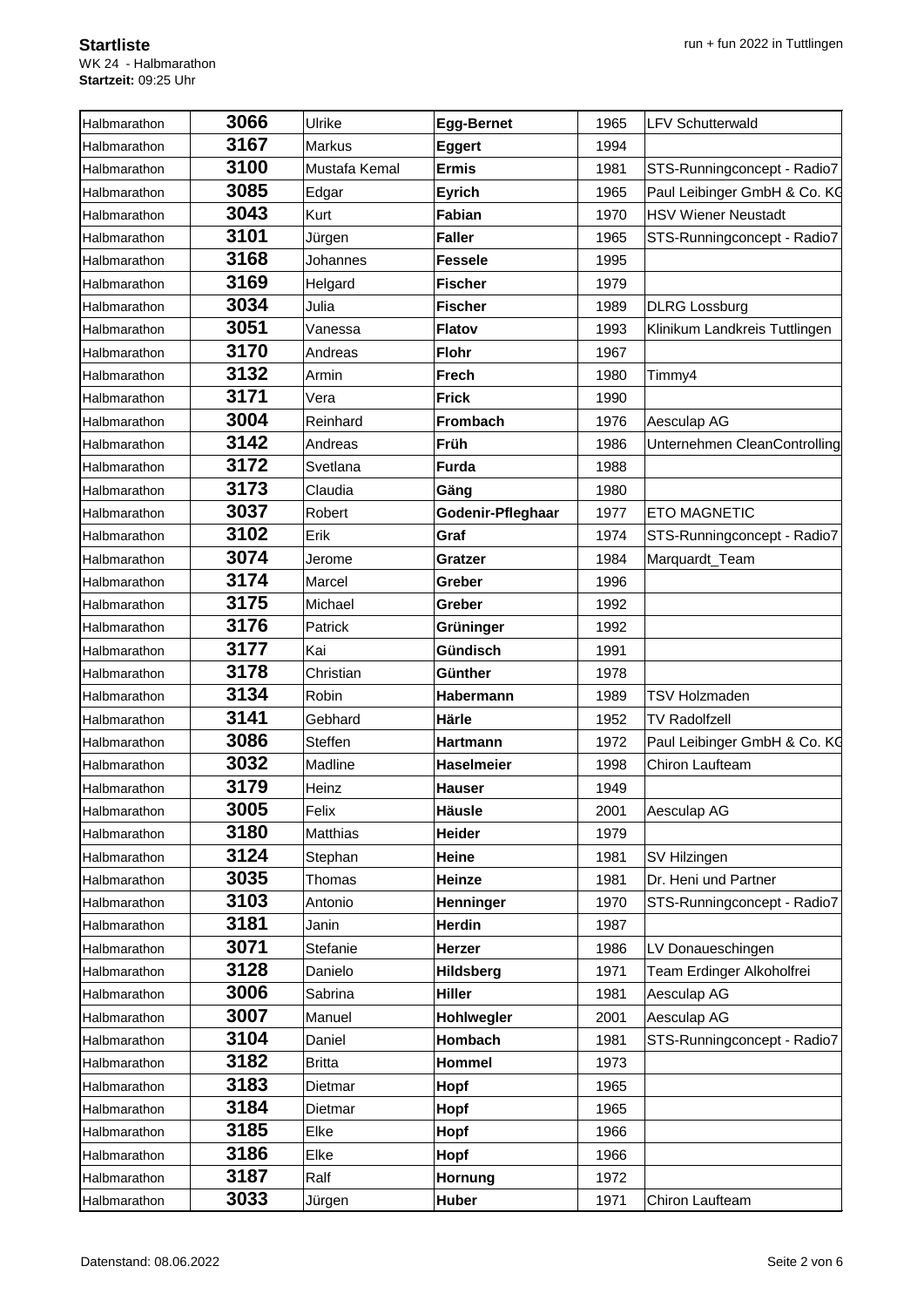**Startliste**
WK 24 - Halbmarathon
**Startzeit:** 09:25 Uhr

| | | | | | |
|---|---|---|---|---|---|
| Halbmarathon | **3066** | Ulrike | **Egg-Bernet** | 1965 | LFV Schutterwald |
| Halbmarathon | **3167** | Markus | **Eggert** | 1994 | |
| Halbmarathon | **3100** | Mustafa Kemal | **Ermis** | 1981 | STS-Runningconcept - Radio7 |
| Halbmarathon | **3085** | Edgar | **Eyrich** | 1965 | Paul Leibinger GmbH & Co. KG |
| Halbmarathon | **3043** | Kurt | **Fabian** | 1970 | HSV Wiener Neustadt |
| Halbmarathon | **3101** | Jürgen | **Faller** | 1965 | STS-Runningconcept - Radio7 |
| Halbmarathon | **3168** | Johannes | **Fessele** | 1995 | |
| Halbmarathon | **3169** | Helgard | **Fischer** | 1979 | |
| Halbmarathon | **3034** | Julia | **Fischer** | 1989 | DLRG Lossburg |
| Halbmarathon | **3051** | Vanessa | **Flatov** | 1993 | Klinikum Landkreis Tuttlingen |
| Halbmarathon | **3170** | Andreas | **Flohr** | 1967 | |
| Halbmarathon | **3132** | Armin | **Frech** | 1980 | Timmy4 |
| Halbmarathon | **3171** | Vera | **Frick** | 1990 | |
| Halbmarathon | **3004** | Reinhard | **Frombach** | 1976 | Aesculap AG |
| Halbmarathon | **3142** | Andreas | **Früh** | 1986 | Unternehmen CleanControlling |
| Halbmarathon | **3172** | Svetlana | **Furda** | 1988 | |
| Halbmarathon | **3173** | Claudia | **Gäng** | 1980 | |
| Halbmarathon | **3037** | Robert | **Godenir-Pfleghaar** | 1977 | ETO MAGNETIC |
| Halbmarathon | **3102** | Erik | **Graf** | 1974 | STS-Runningconcept - Radio7 |
| Halbmarathon | **3074** | Jerome | **Gratzer** | 1984 | Marquardt_Team |
| Halbmarathon | **3174** | Marcel | **Greber** | 1996 | |
| Halbmarathon | **3175** | Michael | **Greber** | 1992 | |
| Halbmarathon | **3176** | Patrick | **Grüninger** | 1992 | |
| Halbmarathon | **3177** | Kai | **Gündisch** | 1991 | |
| Halbmarathon | **3178** | Christian | **Günther** | 1978 | |
| Halbmarathon | **3134** | Robin | **Habermann** | 1989 | TSV Holzmaden |
| Halbmarathon | **3141** | Gebhard | **Härle** | 1952 | TV Radolfzell |
| Halbmarathon | **3086** | Steffen | **Hartmann** | 1972 | Paul Leibinger GmbH & Co. KG |
| Halbmarathon | **3032** | Madline | **Haselmeier** | 1998 | Chiron Laufteam |
| Halbmarathon | **3179** | Heinz | **Hauser** | 1949 | |
| Halbmarathon | **3005** | Felix | **Häusle** | 2001 | Aesculap AG |
| Halbmarathon | **3180** | Matthias | **Heider** | 1979 | |
| Halbmarathon | **3124** | Stephan | **Heine** | 1981 | SV Hilzingen |
| Halbmarathon | **3035** | Thomas | **Heinze** | 1981 | Dr. Heni und Partner |
| Halbmarathon | **3103** | Antonio | **Henninger** | 1970 | STS-Runningconcept - Radio7 |
| Halbmarathon | **3181** | Janin | **Herdin** | 1987 | |
| Halbmarathon | **3071** | Stefanie | **Herzer** | 1986 | LV Donaueschingen |
| Halbmarathon | **3128** | Danielo | **Hildsberg** | 1971 | Team Erdinger Alkoholfrei |
| Halbmarathon | **3006** | Sabrina | **Hiller** | 1981 | Aesculap AG |
| Halbmarathon | **3007** | Manuel | **Hohlwegler** | 2001 | Aesculap AG |
| Halbmarathon | **3104** | Daniel | **Hombach** | 1981 | STS-Runningconcept - Radio7 |
| Halbmarathon | **3182** | Britta | **Hommel** | 1973 | |
| Halbmarathon | **3183** | Dietmar | **Hopf** | 1965 | |
| Halbmarathon | **3184** | Dietmar | **Hopf** | 1965 | |
| Halbmarathon | **3185** | Elke | **Hopf** | 1966 | |
| Halbmarathon | **3186** | Elke | **Hopf** | 1966 | |
| Halbmarathon | **3187** | Ralf | **Hornung** | 1972 | |
| Halbmarathon | **3033** | Jürgen | **Huber** | 1971 | Chiron Laufteam |

Datenstand: 08.06.2022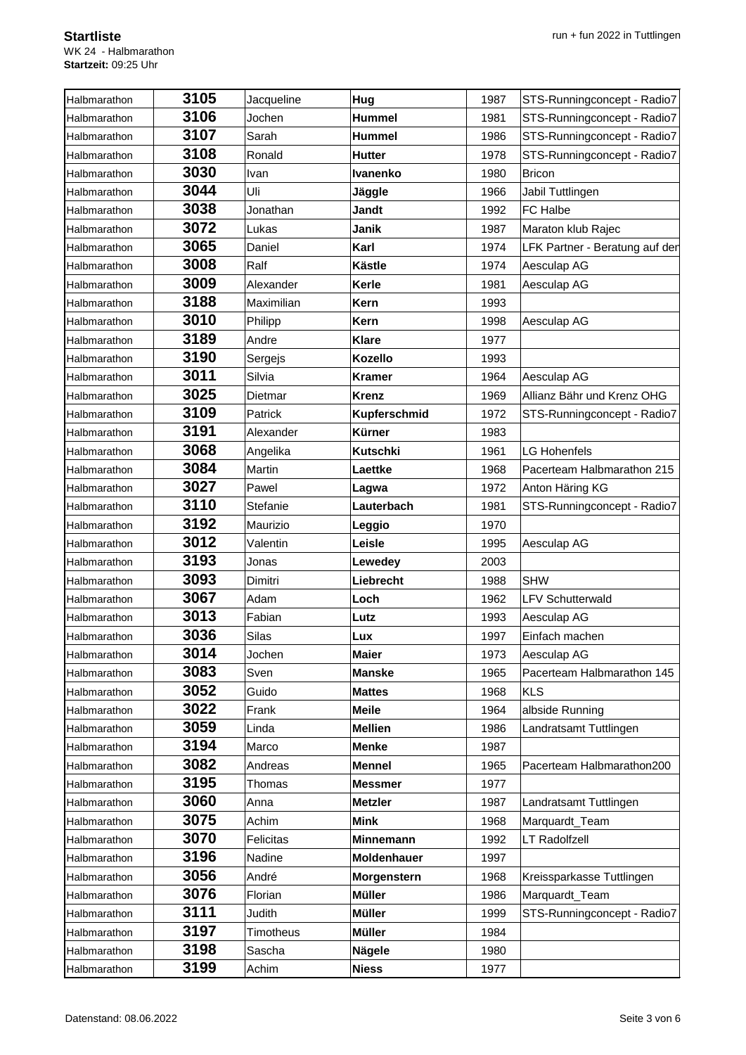**Startliste**
WK 24 - Halbmarathon
**Startzeit:** 09:25 Uhr

| | | | | | |
|---|---|---|---|---|---|
| Halbmarathon | **3105** | Jacqueline | **Hug** | 1987 | STS-Runningconcept - Radio7 |
| Halbmarathon | **3106** | Jochen | **Hummel** | 1981 | STS-Runningconcept - Radio7 |
| Halbmarathon | **3107** | Sarah | **Hummel** | 1986 | STS-Runningconcept - Radio7 |
| Halbmarathon | **3108** | Ronald | **Hutter** | 1978 | STS-Runningconcept - Radio7 |
| Halbmarathon | **3030** | Ivan | **Ivanenko** | 1980 | Bricon |
| Halbmarathon | **3044** | Uli | **Jäggle** | 1966 | Jabil Tuttlingen |
| Halbmarathon | **3038** | Jonathan | **Jandt** | 1992 | FC Halbe |
| Halbmarathon | **3072** | Lukas | **Janik** | 1987 | Maraton klub Rajec |
| Halbmarathon | **3065** | Daniel | **Karl** | 1974 | LFK Partner - Beratung auf der |
| Halbmarathon | **3008** | Ralf | **Kästle** | 1974 | Aesculap AG |
| Halbmarathon | **3009** | Alexander | **Kerle** | 1981 | Aesculap AG |
| Halbmarathon | **3188** | Maximilian | **Kern** | 1993 | |
| Halbmarathon | **3010** | Philipp | **Kern** | 1998 | Aesculap AG |
| Halbmarathon | **3189** | Andre | **Klare** | 1977 | |
| Halbmarathon | **3190** | Sergejs | **Kozello** | 1993 | |
| Halbmarathon | **3011** | Silvia | **Kramer** | 1964 | Aesculap AG |
| Halbmarathon | **3025** | Dietmar | **Krenz** | 1969 | Allianz Bähr und Krenz OHG |
| Halbmarathon | **3109** | Patrick | **Kupferschmid** | 1972 | STS-Runningconcept - Radio7 |
| Halbmarathon | **3191** | Alexander | **Kürner** | 1983 | |
| Halbmarathon | **3068** | Angelika | **Kutschki** | 1961 | LG Hohenfels |
| Halbmarathon | **3084** | Martin | **Laettke** | 1968 | Pacerteam Halbmarathon 215 |
| Halbmarathon | **3027** | Pawel | **Lagwa** | 1972 | Anton Häring KG |
| Halbmarathon | **3110** | Stefanie | **Lauterbach** | 1981 | STS-Runningconcept - Radio7 |
| Halbmarathon | **3192** | Maurizio | **Leggio** | 1970 | |
| Halbmarathon | **3012** | Valentin | **Leisle** | 1995 | Aesculap AG |
| Halbmarathon | **3193** | Jonas | **Lewedey** | 2003 | |
| Halbmarathon | **3093** | Dimitri | **Liebrecht** | 1988 | SHW |
| Halbmarathon | **3067** | Adam | **Loch** | 1962 | LFV Schutterwald |
| Halbmarathon | **3013** | Fabian | **Lutz** | 1993 | Aesculap AG |
| Halbmarathon | **3036** | Silas | **Lux** | 1997 | Einfach machen |
| Halbmarathon | **3014** | Jochen | **Maier** | 1973 | Aesculap AG |
| Halbmarathon | **3083** | Sven | **Manske** | 1965 | Pacerteam Halbmarathon 145 |
| Halbmarathon | **3052** | Guido | **Mattes** | 1968 | KLS |
| Halbmarathon | **3022** | Frank | **Meile** | 1964 | albside Running |
| Halbmarathon | **3059** | Linda | **Mellien** | 1986 | Landratsamt Tuttlingen |
| Halbmarathon | **3194** | Marco | **Menke** | 1987 | |
| Halbmarathon | **3082** | Andreas | **Mennel** | 1965 | Pacerteam Halbmarathon200 |
| Halbmarathon | **3195** | Thomas | **Messmer** | 1977 | |
| Halbmarathon | **3060** | Anna | **Metzler** | 1987 | Landratsamt Tuttlingen |
| Halbmarathon | **3075** | Achim | **Mink** | 1968 | Marquardt_Team |
| Halbmarathon | **3070** | Felicitas | **Minnemann** | 1992 | LT Radolfzell |
| Halbmarathon | **3196** | Nadine | **Moldenhauer** | 1997 | |
| Halbmarathon | **3056** | André | **Morgenstern** | 1968 | Kreissparkasse Tuttlingen |
| Halbmarathon | **3076** | Florian | **Müller** | 1986 | Marquardt_Team |
| Halbmarathon | **3111** | Judith | **Müller** | 1999 | STS-Runningconcept - Radio7 |
| Halbmarathon | **3197** | Timotheus | **Müller** | 1984 | |
| Halbmarathon | **3198** | Sascha | **Nägele** | 1980 | |
| Halbmarathon | **3199** | Achim | **Niess** | 1977 | |

Datenstand: 08.06.2022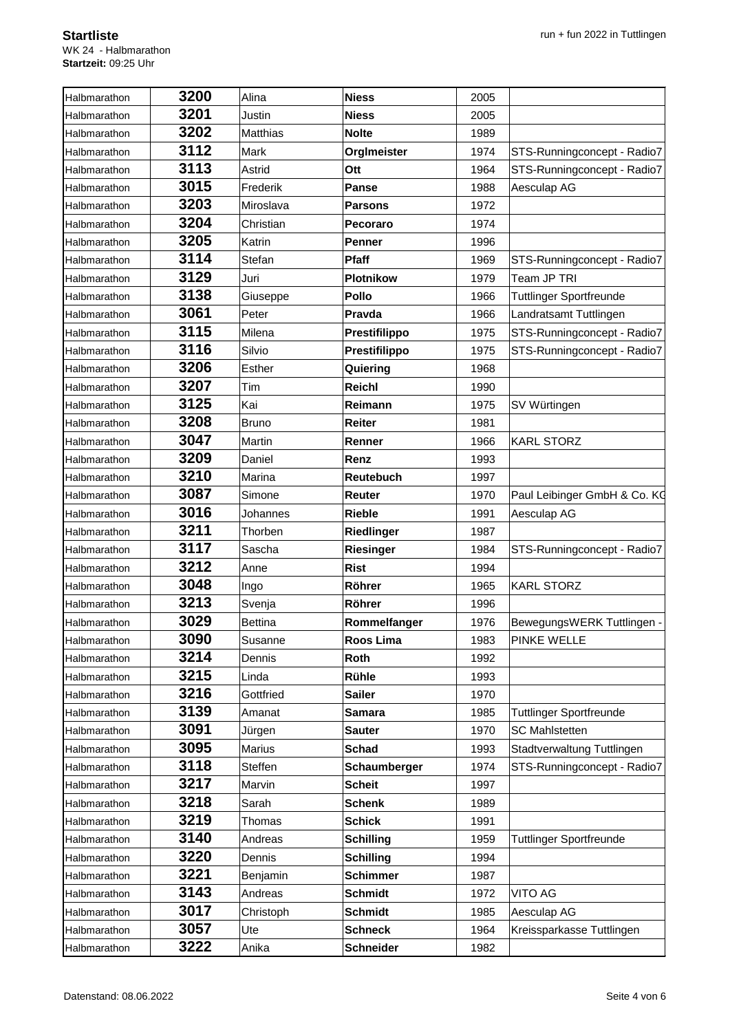**Startliste**
WK 24 - Halbmarathon
**Startzeit:** 09:25 Uhr

| | | | | | |
|---|---|---|---|---|---|
| Halbmarathon | **3200** | Alina | **Niess** | 2005 | |
| Halbmarathon | **3201** | Justin | **Niess** | 2005 | |
| Halbmarathon | **3202** | Matthias | **Nolte** | 1989 | |
| Halbmarathon | **3112** | Mark | **Orglmeister** | 1974 | STS-Runningconcept - Radio7 |
| Halbmarathon | **3113** | Astrid | **Ott** | 1964 | STS-Runningconcept - Radio7 |
| Halbmarathon | **3015** | Frederik | **Panse** | 1988 | Aesculap AG |
| Halbmarathon | **3203** | Miroslava | **Parsons** | 1972 | |
| Halbmarathon | **3204** | Christian | **Pecoraro** | 1974 | |
| Halbmarathon | **3205** | Katrin | **Penner** | 1996 | |
| Halbmarathon | **3114** | Stefan | **Pfaff** | 1969 | STS-Runningconcept - Radio7 |
| Halbmarathon | **3129** | Juri | **Plotnikow** | 1979 | Team JP TRI |
| Halbmarathon | **3138** | Giuseppe | **Pollo** | 1966 | Tuttlinger Sportfreunde |
| Halbmarathon | **3061** | Peter | **Pravda** | 1966 | Landratsamt Tuttlingen |
| Halbmarathon | **3115** | Milena | **Prestifilippo** | 1975 | STS-Runningconcept - Radio7 |
| Halbmarathon | **3116** | Silvio | **Prestifilippo** | 1975 | STS-Runningconcept - Radio7 |
| Halbmarathon | **3206** | Esther | **Quiering** | 1968 | |
| Halbmarathon | **3207** | Tim | **Reichl** | 1990 | |
| Halbmarathon | **3125** | Kai | **Reimann** | 1975 | SV Würtingen |
| Halbmarathon | **3208** | Bruno | **Reiter** | 1981 | |
| Halbmarathon | **3047** | Martin | **Renner** | 1966 | KARL STORZ |
| Halbmarathon | **3209** | Daniel | **Renz** | 1993 | |
| Halbmarathon | **3210** | Marina | **Reutebuch** | 1997 | |
| Halbmarathon | **3087** | Simone | **Reuter** | 1970 | Paul Leibinger GmbH & Co. KG |
| Halbmarathon | **3016** | Johannes | **Rieble** | 1991 | Aesculap AG |
| Halbmarathon | **3211** | Thorben | **Riedlinger** | 1987 | |
| Halbmarathon | **3117** | Sascha | **Riesinger** | 1984 | STS-Runningconcept - Radio7 |
| Halbmarathon | **3212** | Anne | **Rist** | 1994 | |
| Halbmarathon | **3048** | Ingo | **Röhrer** | 1965 | KARL STORZ |
| Halbmarathon | **3213** | Svenja | **Röhrer** | 1996 | |
| Halbmarathon | **3029** | Bettina | **Rommelfanger** | 1976 | BewegungsWERK Tuttlingen - |
| Halbmarathon | **3090** | Susanne | **Roos Lima** | 1983 | PINKE WELLE |
| Halbmarathon | **3214** | Dennis | **Roth** | 1992 | |
| Halbmarathon | **3215** | Linda | **Rühle** | 1993 | |
| Halbmarathon | **3216** | Gottfried | **Sailer** | 1970 | |
| Halbmarathon | **3139** | Amanat | **Samara** | 1985 | Tuttlinger Sportfreunde |
| Halbmarathon | **3091** | Jürgen | **Sauter** | 1970 | SC Mahlstetten |
| Halbmarathon | **3095** | Marius | **Schad** | 1993 | Stadtverwaltung Tuttlingen |
| Halbmarathon | **3118** | Steffen | **Schaumberger** | 1974 | STS-Runningconcept - Radio7 |
| Halbmarathon | **3217** | Marvin | **Scheit** | 1997 | |
| Halbmarathon | **3218** | Sarah | **Schenk** | 1989 | |
| Halbmarathon | **3219** | Thomas | **Schick** | 1991 | |
| Halbmarathon | **3140** | Andreas | **Schilling** | 1959 | Tuttlinger Sportfreunde |
| Halbmarathon | **3220** | Dennis | **Schilling** | 1994 | |
| Halbmarathon | **3221** | Benjamin | **Schimmer** | 1987 | |
| Halbmarathon | **3143** | Andreas | **Schmidt** | 1972 | VITO AG |
| Halbmarathon | **3017** | Christoph | **Schmidt** | 1985 | Aesculap AG |
| Halbmarathon | **3057** | Ute | **Schneck** | 1964 | Kreissparkasse Tuttlingen |
| Halbmarathon | **3222** | Anika | **Schneider** | 1982 | |

Datenstand: 08.06.2022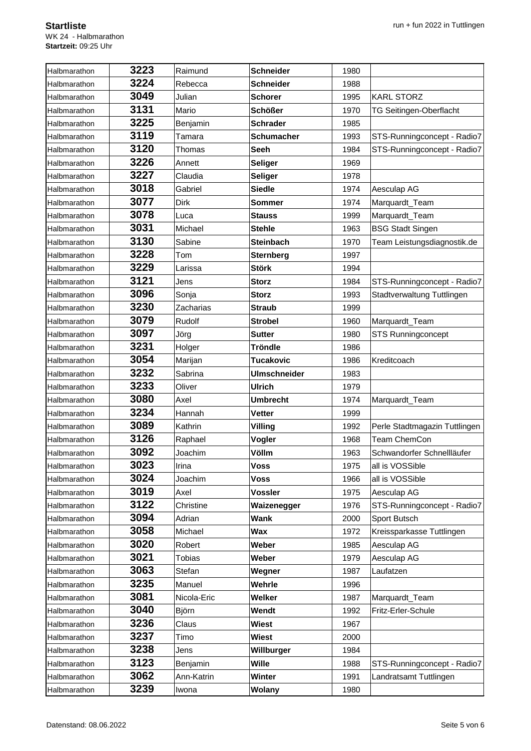**Startliste**
WK 24 - Halbmarathon
**Startzeit:** 09:25 Uhr

| | | | | | |
|---|---|---|---|---|---|
| Halbmarathon | **3223** | Raimund | **Schneider** | 1980 | |
| Halbmarathon | **3224** | Rebecca | **Schneider** | 1988 | |
| Halbmarathon | **3049** | Julian | **Schorer** | 1995 | KARL STORZ |
| Halbmarathon | **3131** | Mario | **Schößer** | 1970 | TG Seitingen-Oberflacht |
| Halbmarathon | **3225** | Benjamin | **Schrader** | 1985 | |
| Halbmarathon | **3119** | Tamara | **Schumacher** | 1993 | STS-Runningconcept - Radio7 |
| Halbmarathon | **3120** | Thomas | **Seeh** | 1984 | STS-Runningconcept - Radio7 |
| Halbmarathon | **3226** | Annett | **Seliger** | 1969 | |
| Halbmarathon | **3227** | Claudia | **Seliger** | 1978 | |
| Halbmarathon | **3018** | Gabriel | **Siedle** | 1974 | Aesculap AG |
| Halbmarathon | **3077** | Dirk | **Sommer** | 1974 | Marquardt_Team |
| Halbmarathon | **3078** | Luca | **Stauss** | 1999 | Marquardt_Team |
| Halbmarathon | **3031** | Michael | **Stehle** | 1963 | BSG Stadt Singen |
| Halbmarathon | **3130** | Sabine | **Steinbach** | 1970 | Team Leistungsdiagnostik.de |
| Halbmarathon | **3228** | Tom | **Sternberg** | 1997 | |
| Halbmarathon | **3229** | Larissa | **Störk** | 1994 | |
| Halbmarathon | **3121** | Jens | **Storz** | 1984 | STS-Runningconcept - Radio7 |
| Halbmarathon | **3096** | Sonja | **Storz** | 1993 | Stadtverwaltung Tuttlingen |
| Halbmarathon | **3230** | Zacharias | **Straub** | 1999 | |
| Halbmarathon | **3079** | Rudolf | **Strobel** | 1960 | Marquardt_Team |
| Halbmarathon | **3097** | Jörg | **Sutter** | 1980 | STS Runningconcept |
| Halbmarathon | **3231** | Holger | **Tröndle** | 1986 | |
| Halbmarathon | **3054** | Marijan | **Tucakovic** | 1986 | Kreditcoach |
| Halbmarathon | **3232** | Sabrina | **Ulmschneider** | 1983 | |
| Halbmarathon | **3233** | Oliver | **Ulrich** | 1979 | |
| Halbmarathon | **3080** | Axel | **Umbrecht** | 1974 | Marquardt_Team |
| Halbmarathon | **3234** | Hannah | **Vetter** | 1999 | |
| Halbmarathon | **3089** | Kathrin | **Villing** | 1992 | Perle Stadtmagazin Tuttlingen |
| Halbmarathon | **3126** | Raphael | **Vogler** | 1968 | Team ChemCon |
| Halbmarathon | **3092** | Joachim | **Völlm** | 1963 | Schwandorfer Schnellläufer |
| Halbmarathon | **3023** | Irina | **Voss** | 1975 | all is VOSSible |
| Halbmarathon | **3024** | Joachim | **Voss** | 1966 | all is VOSSible |
| Halbmarathon | **3019** | Axel | **Vossler** | 1975 | Aesculap AG |
| Halbmarathon | **3122** | Christine | **Waizenegger** | 1976 | STS-Runningconcept - Radio7 |
| Halbmarathon | **3094** | Adrian | **Wank** | 2000 | Sport Butsch |
| Halbmarathon | **3058** | Michael | **Wax** | 1972 | Kreissparkasse Tuttlingen |
| Halbmarathon | **3020** | Robert | **Weber** | 1985 | Aesculap AG |
| Halbmarathon | **3021** | Tobias | **Weber** | 1979 | Aesculap AG |
| Halbmarathon | **3063** | Stefan | **Wegner** | 1987 | Laufatzen |
| Halbmarathon | **3235** | Manuel | **Wehrle** | 1996 | |
| Halbmarathon | **3081** | Nicola-Eric | **Welker** | 1987 | Marquardt_Team |
| Halbmarathon | **3040** | Björn | **Wendt** | 1992 | Fritz-Erler-Schule |
| Halbmarathon | **3236** | Claus | **Wiest** | 1967 | |
| Halbmarathon | **3237** | Timo | **Wiest** | 2000 | |
| Halbmarathon | **3238** | Jens | **Willburger** | 1984 | |
| Halbmarathon | **3123** | Benjamin | **Wille** | 1988 | STS-Runningconcept - Radio7 |
| Halbmarathon | **3062** | Ann-Katrin | **Winter** | 1991 | Landratsamt Tuttlingen |
| Halbmarathon | **3239** | Iwona | **Wolany** | 1980 | |

Datenstand: 08.06.2022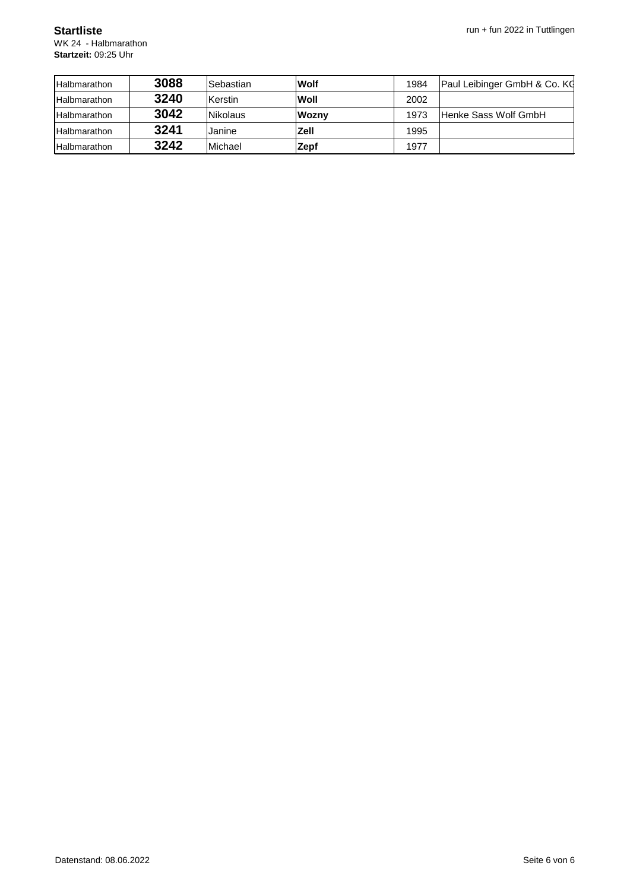**Startliste**
WK 24 - Halbmarathon
**Startzeit:** 09:25 Uhr

| | | | | | |
|---|---|---|---|---|---|
| Halbmarathon | **3088** | Sebastian | **Wolf** | 1984 | Paul Leibinger GmbH & Co. KG |
| Halbmarathon | **3240** | Kerstin | **Woll** | 2002 | |
| Halbmarathon | **3042** | Nikolaus | **Wozny** | 1973 | Henke Sass Wolf GmbH |
| Halbmarathon | **3241** | Janine | **Zell** | 1995 | |
| Halbmarathon | **3242** | Michael | **Zepf** | 1977 | |

Datenstand: 08.06.2022